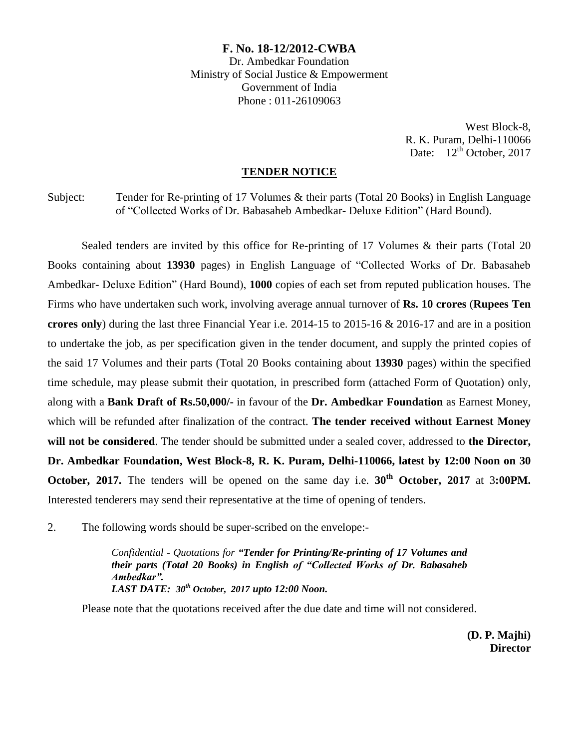**F. No. 18-12/2012-CWBA**
Dr. Ambedkar Foundation
Ministry of Social Justice & Empowerment
Government of India
Phone : 011-26109063

West Block-8,
R. K. Puram, Delhi-110066
Date: 12th October, 2017

## TENDER NOTICE

Subject: Tender for Re-printing of 17 Volumes & their parts (Total 20 Books) in English Language of "Collected Works of Dr. Babasaheb Ambedkar- Deluxe Edition" (Hard Bound).

Sealed tenders are invited by this office for Re-printing of 17 Volumes & their parts (Total 20 Books containing about **13930** pages) in English Language of "Collected Works of Dr. Babasaheb Ambedkar- Deluxe Edition" (Hard Bound), **1000** copies of each set from reputed publication houses. The Firms who have undertaken such work, involving average annual turnover of **Rs. 10 crores** (**Rupees Ten crores only**) during the last three Financial Year i.e. 2014-15 to 2015-16 & 2016-17 and are in a position to undertake the job, as per specification given in the tender document, and supply the printed copies of the said 17 Volumes and their parts (Total 20 Books containing about **13930** pages) within the specified time schedule, may please submit their quotation, in prescribed form (attached Form of Quotation) only, along with a **Bank Draft of Rs.50,000/-** in favour of the **Dr. Ambedkar Foundation** as Earnest Money, which will be refunded after finalization of the contract. **The tender received without Earnest Money will not be considered**. The tender should be submitted under a sealed cover, addressed to **the Director, Dr. Ambedkar Foundation, West Block-8, R. K. Puram, Delhi-110066, latest by 12:00 Noon on 30 October, 2017.** The tenders will be opened on the same day i.e. **30th October, 2017** at 3**:00PM.** Interested tenderers may send their representative at the time of opening of tenders.

2. The following words should be super-scribed on the envelope:-

> *Confidential - Quotations for* ***"Tender for Printing/Re-printing of 17 Volumes and their parts (Total 20 Books) in English of "Collected Works of Dr. Babasaheb Ambedkar".***
> ***LAST DATE: 30th October, 2017 upto 12:00 Noon.***

Please note that the quotations received after the due date and time will not considered.

**(D. P. Majhi)**
**Director**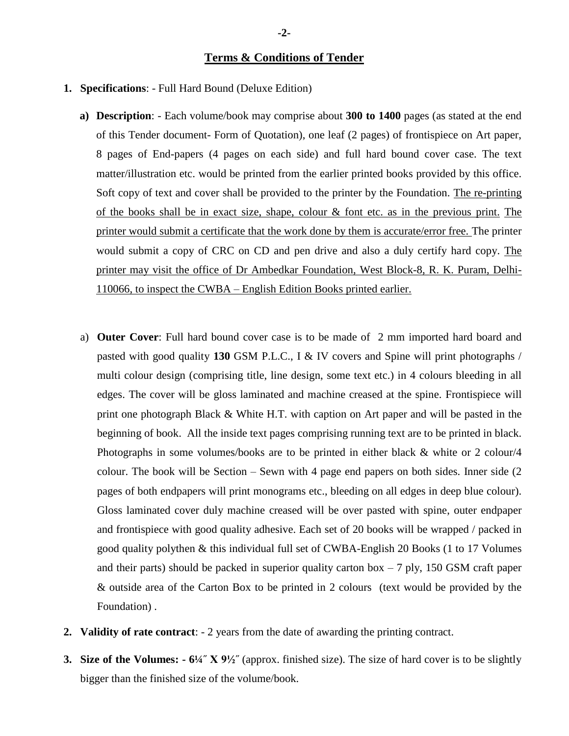## Terms & Conditions of Tender

1. **Specifications**: - Full Hard Bound (Deluxe Edition)

   a) **Description**: - Each volume/book may comprise about **300 to 1400** pages (as stated at the end of this Tender document- Form of Quotation), one leaf (2 pages) of frontispiece on Art paper, 8 pages of End-papers (4 pages on each side) and full hard bound cover case. The text matter/illustration etc. would be printed from the earlier printed books provided by this office. Soft copy of text and cover shall be provided to the printer by the Foundation. The re-printing of the books shall be in exact size, shape, colour & font etc. as in the previous print. The printer would submit a certificate that the work done by them is accurate/error free. The printer would submit a copy of CRC on CD and pen drive and also a duly certify hard copy. The printer may visit the office of Dr Ambedkar Foundation, West Block-8, R. K. Puram, Delhi-110066, to inspect the CWBA – English Edition Books printed earlier.

   a) **Outer Cover**: Full hard bound cover case is to be made of 2 mm imported hard board and pasted with good quality **130** GSM P.L.C., I & IV covers and Spine will print photographs / multi colour design (comprising title, line design, some text etc.) in 4 colours bleeding in all edges. The cover will be gloss laminated and machine creased at the spine. Frontispiece will print one photograph Black & White H.T. with caption on Art paper and will be pasted in the beginning of book. All the inside text pages comprising running text are to be printed in black. Photographs in some volumes/books are to be printed in either black & white or 2 colour/4 colour. The book will be Section – Sewn with 4 page end papers on both sides. Inner side (2 pages of both endpapers will print monograms etc., bleeding on all edges in deep blue colour). Gloss laminated cover duly machine creased will be over pasted with spine, outer endpaper and frontispiece with good quality adhesive. Each set of 20 books will be wrapped / packed in good quality polythen & this individual full set of CWBA-English 20 Books (1 to 17 Volumes and their parts) should be packed in superior quality carton box – 7 ply, 150 GSM craft paper & outside area of the Carton Box to be printed in 2 colours (text would be provided by the Foundation) .

2. **Validity of rate contract**: - 2 years from the date of awarding the printing contract.

3. **Size of the Volumes: - 6¼″ X 9½″** (approx. finished size). The size of hard cover is to be slightly bigger than the finished size of the volume/book.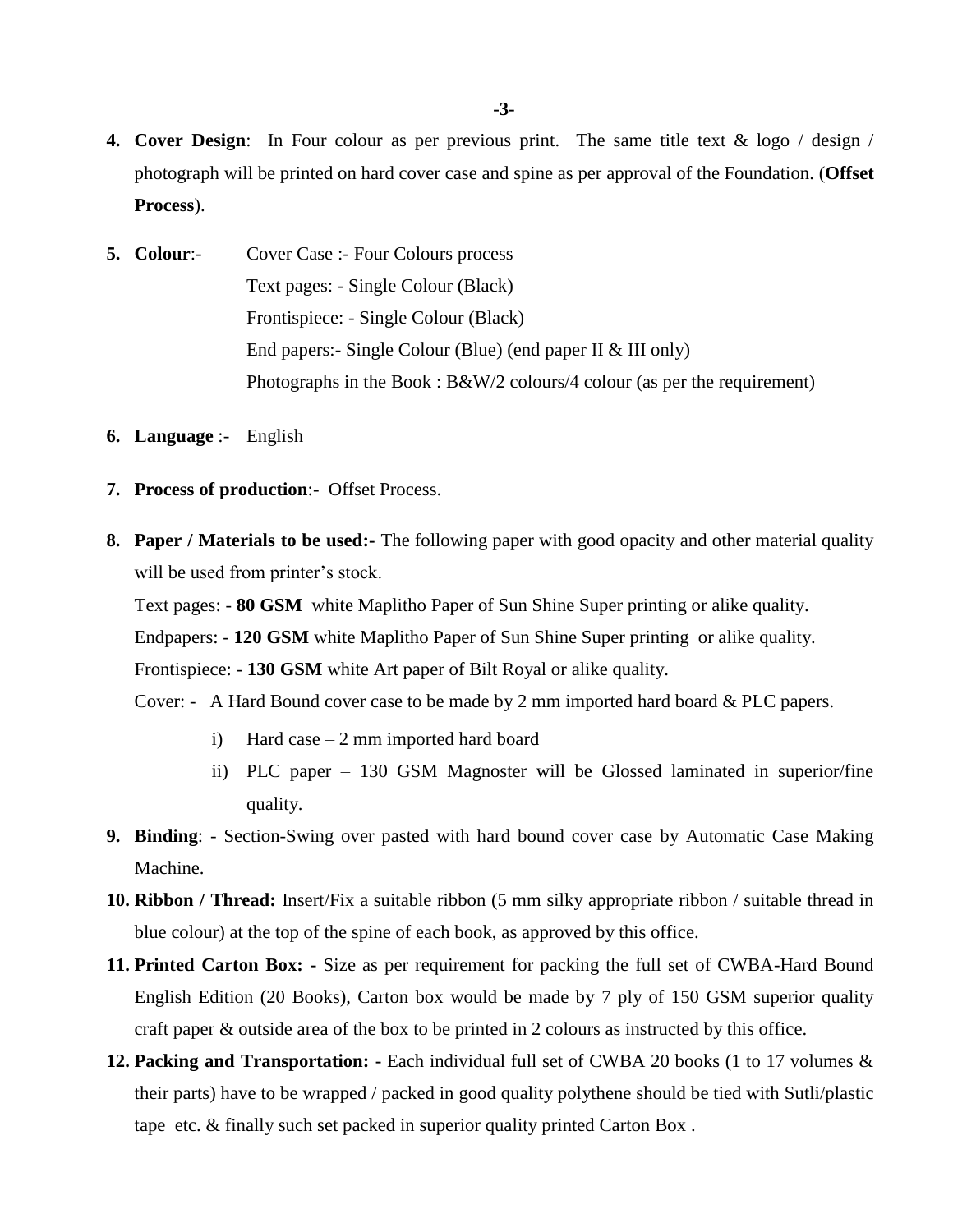4. **Cover Design**: In Four colour as per previous print. The same title text & logo / design / photograph will be printed on hard cover case and spine as per approval of the Foundation. (**Offset Process**).

5. **Colour**:- Cover Case :- Four Colours process
   Text pages: - Single Colour (Black)
   Frontispiece: - Single Colour (Black)
   End papers:- Single Colour (Blue) (end paper II & III only)
   Photographs in the Book : B&W/2 colours/4 colour (as per the requirement)

6. **Language** :- English

7. **Process of production**:- Offset Process.

8. **Paper / Materials to be used:-** The following paper with good opacity and other material quality will be used from printer's stock.

   Text pages: - **80 GSM** white Maplitho Paper of Sun Shine Super printing or alike quality.

   Endpapers: - **120 GSM** white Maplitho Paper of Sun Shine Super printing or alike quality.

   Frontispiece: - **130 GSM** white Art paper of Bilt Royal or alike quality.

   Cover: - A Hard Bound cover case to be made by 2 mm imported hard board & PLC papers.

   i) Hard case – 2 mm imported hard board
   ii) PLC paper – 130 GSM Magnoster will be Glossed laminated in superior/fine quality.

9. **Binding**: - Section-Swing over pasted with hard bound cover case by Automatic Case Making Machine.

10. **Ribbon / Thread:** Insert/Fix a suitable ribbon (5 mm silky appropriate ribbon / suitable thread in blue colour) at the top of the spine of each book, as approved by this office.

11. **Printed Carton Box: -** Size as per requirement for packing the full set of CWBA-Hard Bound English Edition (20 Books), Carton box would be made by 7 ply of 150 GSM superior quality craft paper & outside area of the box to be printed in 2 colours as instructed by this office.

12. **Packing and Transportation: -** Each individual full set of CWBA 20 books (1 to 17 volumes & their parts) have to be wrapped / packed in good quality polythene should be tied with Sutli/plastic tape etc. & finally such set packed in superior quality printed Carton Box .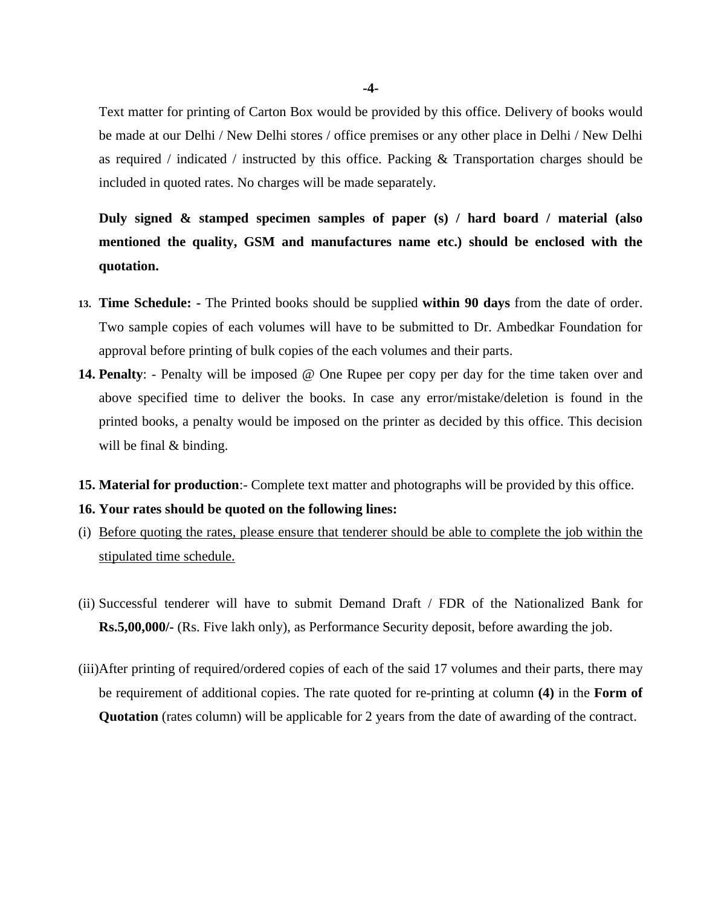Text matter for printing of Carton Box would be provided by this office. Delivery of books would be made at our Delhi / New Delhi stores / office premises or any other place in Delhi / New Delhi as required / indicated / instructed by this office. Packing & Transportation charges should be included in quoted rates. No charges will be made separately.

**Duly signed & stamped specimen samples of paper (s) / hard board / material (also mentioned the quality, GSM and manufactures name etc.) should be enclosed with the quotation.**

13. **Time Schedule: -** The Printed books should be supplied **within 90 days** from the date of order. Two sample copies of each volumes will have to be submitted to Dr. Ambedkar Foundation for approval before printing of bulk copies of the each volumes and their parts.
14. **Penalty**: - Penalty will be imposed @ One Rupee per copy per day for the time taken over and above specified time to deliver the books. In case any error/mistake/deletion is found in the printed books, a penalty would be imposed on the printer as decided by this office. This decision will be final & binding.
15. **Material for production**:- Complete text matter and photographs will be provided by this office.
16. **Your rates should be quoted on the following lines:**

(i) <u>Before quoting the rates, please ensure that tenderer should be able to complete the job within the stipulated time schedule.</u>

(ii) Successful tenderer will have to submit Demand Draft / FDR of the Nationalized Bank for **Rs.5,00,000/-** (Rs. Five lakh only), as Performance Security deposit, before awarding the job.

(iii) After printing of required/ordered copies of each of the said 17 volumes and their parts, there may be requirement of additional copies. The rate quoted for re-printing at column **(4)** in the **Form of Quotation** (rates column) will be applicable for 2 years from the date of awarding of the contract.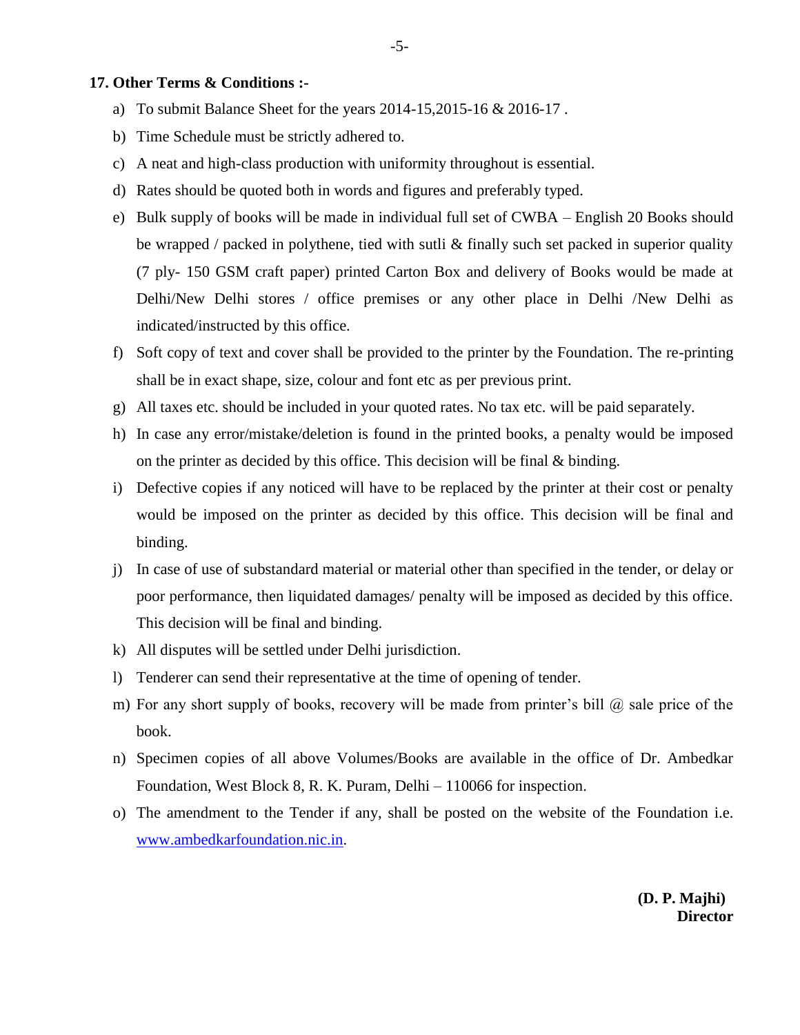**17. Other Terms & Conditions :-**

a) To submit Balance Sheet for the years 2014-15,2015-16 & 2016-17 .

b) Time Schedule must be strictly adhered to.

c) A neat and high-class production with uniformity throughout is essential.

d) Rates should be quoted both in words and figures and preferably typed.

e) Bulk supply of books will be made in individual full set of CWBA – English 20 Books should be wrapped / packed in polythene, tied with sutli & finally such set packed in superior quality (7 ply- 150 GSM craft paper) printed Carton Box and delivery of Books would be made at Delhi/New Delhi stores / office premises or any other place in Delhi /New Delhi as indicated/instructed by this office.

f) Soft copy of text and cover shall be provided to the printer by the Foundation. The re-printing shall be in exact shape, size, colour and font etc as per previous print.

g) All taxes etc. should be included in your quoted rates. No tax etc. will be paid separately.

h) In case any error/mistake/deletion is found in the printed books, a penalty would be imposed on the printer as decided by this office. This decision will be final & binding.

i) Defective copies if any noticed will have to be replaced by the printer at their cost or penalty would be imposed on the printer as decided by this office. This decision will be final and binding.

j) In case of use of substandard material or material other than specified in the tender, or delay or poor performance, then liquidated damages/ penalty will be imposed as decided by this office. This decision will be final and binding.

k) All disputes will be settled under Delhi jurisdiction.

l) Tenderer can send their representative at the time of opening of tender.

m) For any short supply of books, recovery will be made from printer's bill @ sale price of the book.

n) Specimen copies of all above Volumes/Books are available in the office of Dr. Ambedkar Foundation, West Block 8, R. K. Puram, Delhi – 110066 for inspection.

o) The amendment to the Tender if any, shall be posted on the website of the Foundation i.e. www.ambedkarfoundation.nic.in.

**(D. P. Majhi)**
**Director**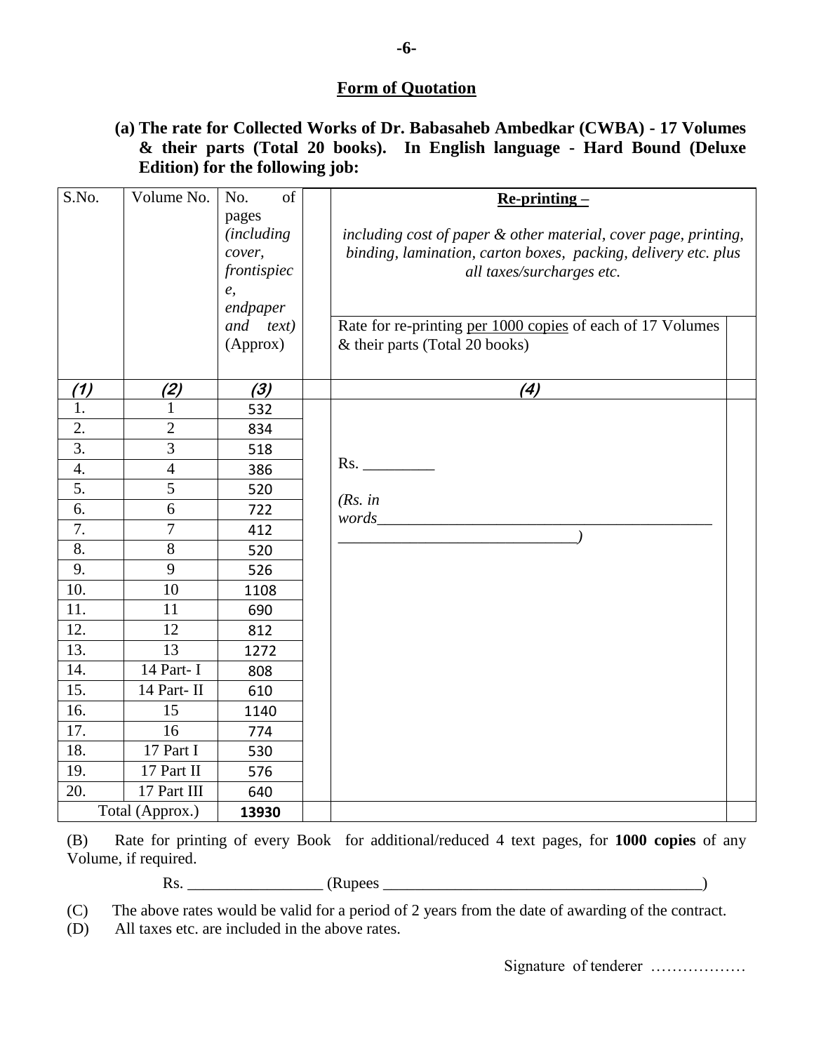## Form of Quotation

**(a) The rate for Collected Works of Dr. Babasaheb Ambedkar (CWBA) - 17 Volumes & their parts (Total 20 books). In English language - Hard Bound (Deluxe Edition) for the following job:**

| S.No. | Volume No. | No. of pages *(including cover, frontispiece, endpaper and text)* (Approx) | | **Re-printing –** *including cost of paper & other material, cover page, printing, binding, lamination, carton boxes, packing, delivery etc. plus all taxes/surcharges etc.* Rate for re-printing per 1000 copies of each of 17 Volumes & their parts (Total 20 books) | |
|---|---|---|---|---|---|
| *(1)* | *(2)* | *(3)* | | *(4)* | |
| 1. | 1 | 532 | | Rs. _________ *(Rs. in words______________________________________________)* | |
| 2. | 2 | 834 | | | |
| 3. | 3 | 518 | | | |
| 4. | 4 | 386 | | | |
| 5. | 5 | 520 | | | |
| 6. | 6 | 722 | | | |
| 7. | 7 | 412 | | | |
| 8. | 8 | 520 | | | |
| 9. | 9 | 526 | | | |
| 10. | 10 | 1108 | | | |
| 11. | 11 | 690 | | | |
| 12. | 12 | 812 | | | |
| 13. | 13 | 1272 | | | |
| 14. | 14 Part- I | 808 | | | |
| 15. | 14 Part- II | 610 | | | |
| 16. | 15 | 1140 | | | |
| 17. | 16 | 774 | | | |
| 18. | 17 Part I | 530 | | | |
| 19. | 17 Part II | 576 | | | |
| 20. | 17 Part III | 640 | | | |
| Total (Approx.) | | **13930** | | | |

(B) Rate for printing of every Book for additional/reduced 4 text pages, for **1000 copies** of any Volume, if required.

Rs. _________________ (Rupees _________________________________________)

(C) The above rates would be valid for a period of 2 years from the date of awarding of the contract.

(D) All taxes etc. are included in the above rates.

Signature of tenderer ………………